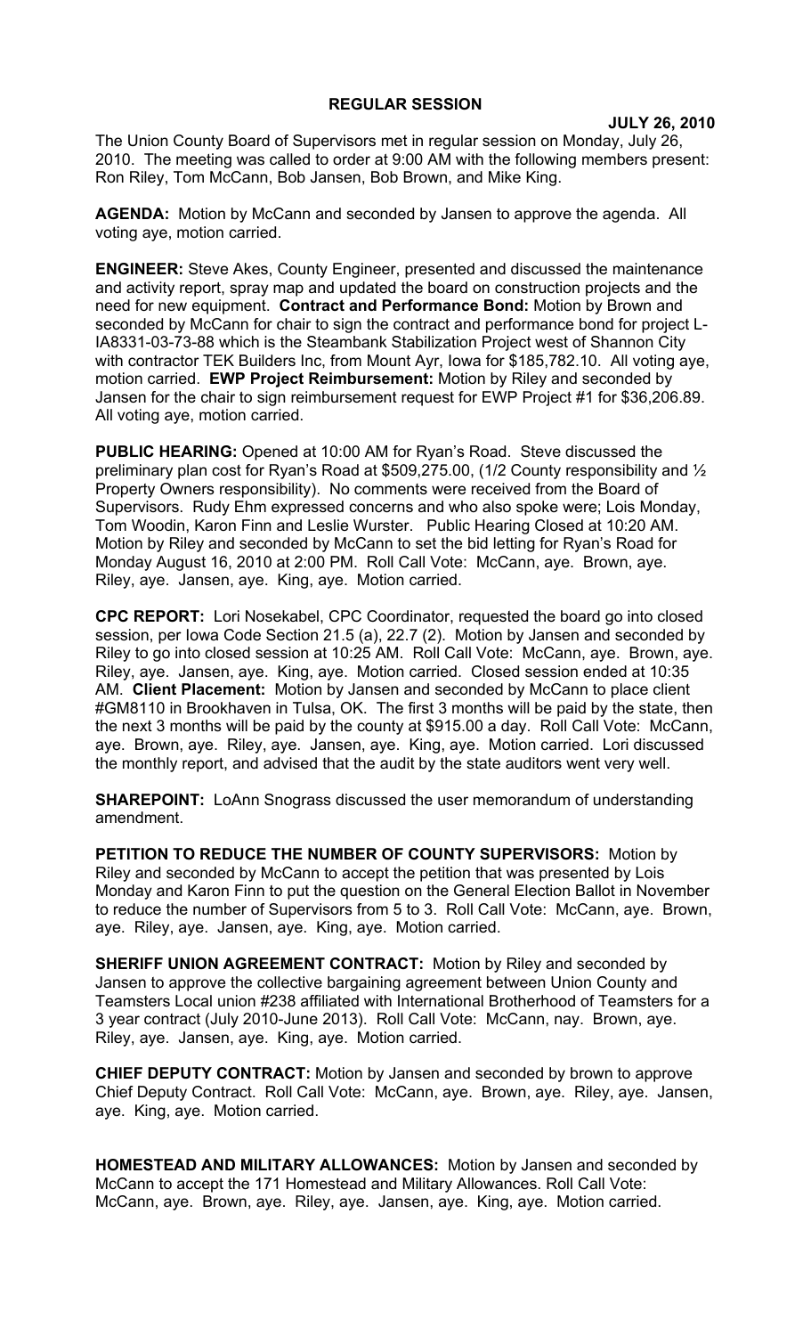# REGULAR SESSION

**JULY 26, 2010**

The Union County Board of Supervisors met in regular session on Monday, July 26, 2010. The meeting was called to order at 9:00 AM with the following members present: Ron Riley, Tom McCann, Bob Jansen, Bob Brown, and Mike King.

**AGENDA:** Motion by McCann and seconded by Jansen to approve the agenda. All voting aye, motion carried.

**ENGINEER:** Steve Akes, County Engineer, presented and discussed the maintenance and activity report, spray map and updated the board on construction projects and the need for new equipment. **Contract and Performance Bond:** Motion by Brown and seconded by McCann for chair to sign the contract and performance bond for project L-IA8331-03-73-88 which is the Steambank Stabilization Project west of Shannon City with contractor TEK Builders Inc, from Mount Ayr, Iowa for $185,782.10. All voting aye, motion carried. **EWP Project Reimbursement:** Motion by Riley and seconded by Jansen for the chair to sign reimbursement request for EWP Project #1 for $36,206.89. All voting aye, motion carried.

**PUBLIC HEARING:** Opened at 10:00 AM for Ryan's Road. Steve discussed the preliminary plan cost for Ryan's Road at $509,275.00, (1/2 County responsibility and ½ Property Owners responsibility). No comments were received from the Board of Supervisors. Rudy Ehm expressed concerns and who also spoke were; Lois Monday, Tom Woodin, Karon Finn and Leslie Wurster. Public Hearing Closed at 10:20 AM. Motion by Riley and seconded by McCann to set the bid letting for Ryan's Road for Monday August 16, 2010 at 2:00 PM. Roll Call Vote: McCann, aye. Brown, aye. Riley, aye. Jansen, aye. King, aye. Motion carried.

**CPC REPORT:** Lori Nosekabel, CPC Coordinator, requested the board go into closed session, per Iowa Code Section 21.5 (a), 22.7 (2). Motion by Jansen and seconded by Riley to go into closed session at 10:25 AM. Roll Call Vote: McCann, aye. Brown, aye. Riley, aye. Jansen, aye. King, aye. Motion carried. Closed session ended at 10:35 AM. **Client Placement:** Motion by Jansen and seconded by McCann to place client #GM8110 in Brookhaven in Tulsa, OK. The first 3 months will be paid by the state, then the next 3 months will be paid by the county at $915.00 a day. Roll Call Vote: McCann, aye. Brown, aye. Riley, aye. Jansen, aye. King, aye. Motion carried. Lori discussed the monthly report, and advised that the audit by the state auditors went very well.

**SHAREPOINT:** LoAnn Snograss discussed the user memorandum of understanding amendment.

**PETITION TO REDUCE THE NUMBER OF COUNTY SUPERVISORS:** Motion by Riley and seconded by McCann to accept the petition that was presented by Lois Monday and Karon Finn to put the question on the General Election Ballot in November to reduce the number of Supervisors from 5 to 3. Roll Call Vote: McCann, aye. Brown, aye. Riley, aye. Jansen, aye. King, aye. Motion carried.

**SHERIFF UNION AGREEMENT CONTRACT:** Motion by Riley and seconded by Jansen to approve the collective bargaining agreement between Union County and Teamsters Local union #238 affiliated with International Brotherhood of Teamsters for a 3 year contract (July 2010-June 2013). Roll Call Vote: McCann, nay. Brown, aye. Riley, aye. Jansen, aye. King, aye. Motion carried.

**CHIEF DEPUTY CONTRACT:** Motion by Jansen and seconded by brown to approve Chief Deputy Contract. Roll Call Vote: McCann, aye. Brown, aye. Riley, aye. Jansen, aye. King, aye. Motion carried.

**HOMESTEAD AND MILITARY ALLOWANCES:** Motion by Jansen and seconded by McCann to accept the 171 Homestead and Military Allowances. Roll Call Vote: McCann, aye. Brown, aye. Riley, aye. Jansen, aye. King, aye. Motion carried.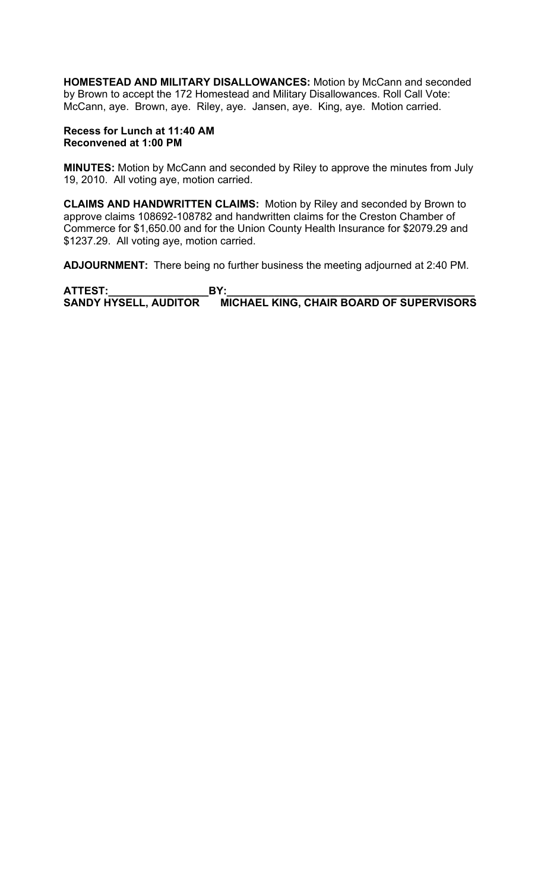**HOMESTEAD AND MILITARY DISALLOWANCES:** Motion by McCann and seconded by Brown to accept the 172 Homestead and Military Disallowances. Roll Call Vote: McCann, aye. Brown, aye. Riley, aye. Jansen, aye. King, aye. Motion carried.

**Recess for Lunch at 11:40 AM**
**Reconvened at 1:00 PM**

**MINUTES:** Motion by McCann and seconded by Riley to approve the minutes from July 19, 2010. All voting aye, motion carried.

**CLAIMS AND HANDWRITTEN CLAIMS:** Motion by Riley and seconded by Brown to approve claims 108692-108782 and handwritten claims for the Creston Chamber of Commerce for $1,650.00 and for the Union County Health Insurance for $2079.29 and $1237.29. All voting aye, motion carried.

**ADJOURNMENT:** There being no further business the meeting adjourned at 2:40 PM.

**ATTEST:\_\_\_\_\_\_\_\_\_\_\_\_\_\_\_\_\_BY:\_\_\_\_\_\_\_\_\_\_\_\_\_\_\_\_\_\_\_\_\_\_\_\_\_\_\_\_\_\_\_\_\_\_\_\_\_\_\_\_\_\_**
**SANDY HYSELL, AUDITOR MICHAEL KING, CHAIR BOARD OF SUPERVISORS**